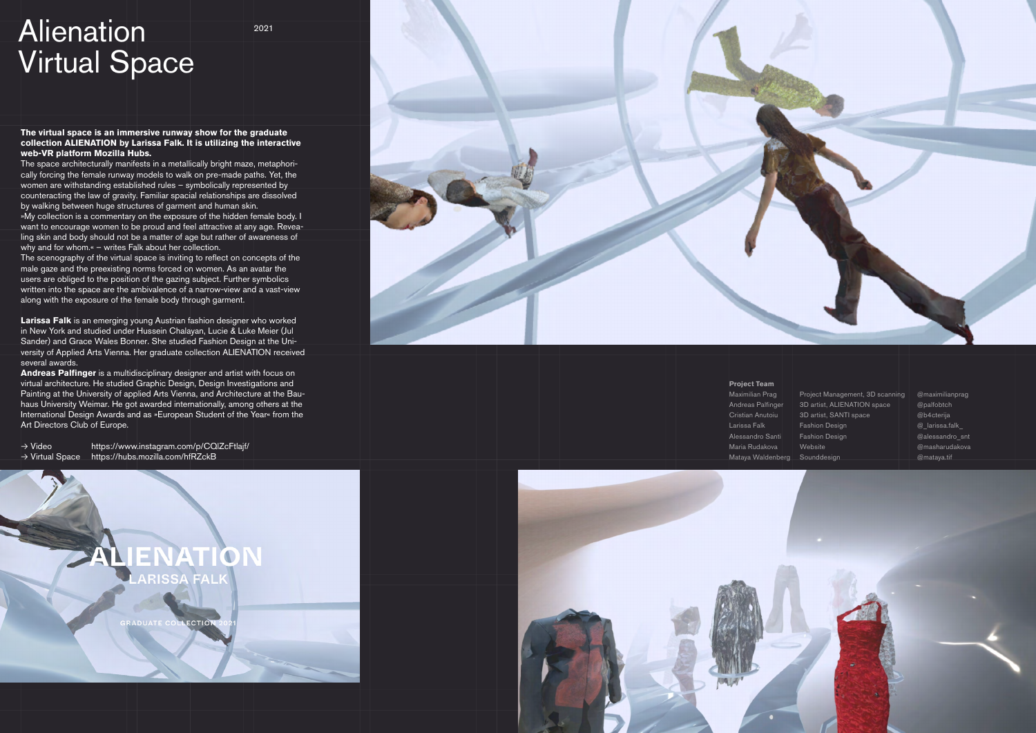# Alienation Virtual Space

2021

**The virtual space is an immersive runway show for the graduate collection ALIENATION by Larissa Falk. It is utilizing the interactive web-VR platform Mozilla Hubs.**

The space architecturally manifests in a metallically bright maze, metaphorically forcing the female runway models to walk on pre-made paths. Yet, the women are withstanding established rules – symbolically represented by counteracting the law of gravity. Familiar spacial relationships are dissolved by walking between huge structures of garment and human skin.

»My collection is a commentary on the exposure of the hidden female body. I want to encourage women to be proud and feel attractive at any age. Revealing skin and body should not be a matter of age but rather of awareness of why and for whom.« – writes Falk about her collection.

The scenography of the virtual space is inviting to reflect on concepts of the male gaze and the preexisting norms forced on women. As an avatar the users are obliged to the position of the gazing subject. Further symbolics written into the space are the ambivalence of a narrow-view and a vast-view along with the exposure of the female body through garment.

**Larissa Falk** is an emerging young Austrian fashion designer who worked in New York and studied under Hussein Chalayan, Lucie & Luke Meier (Jul Sander) and Grace Wales Bonner. She studied Fashion Design at the University of Applied Arts Vienna. Her graduate collection ALIENATION received several awards.

**Andreas Palfinger** is a multidisciplinary designer and artist with focus on virtual architecture. He studied Graphic Design, Design Investigations and Painting at the University of applied Arts Vienna, and Architecture at the Bauhaus University Weimar. He got awarded internationally, among others at the International Design Awards and as »European Student of the Year« from the Art Directors Club of Europe.

→ Video https://www.instagram.com/p/CQlZcFtlajf/
→ Virtual Space https://hubs.mozilla.com/hfRZckB

**Project Team**

| Name | Role | Handle |
|---|---|---|
| Maximilian Prag | Project Management, 3D scanning | @maximilianprag |
| Andreas Palfinger | 3D artist, ALIENATION space | @palfobtch |
| Cristian Anutoiu | 3D artist, SANTI space | @b4cterija |
| Larissa Falk | Fashion Design | @_larissa.falk_ |
| Alessandro Santi | Fashion Design | @alessandro_snt |
| Maria Rudakova | Website | @masharudakova |
| Mataya Waldenberg | Sounddesign | @mataya.tif |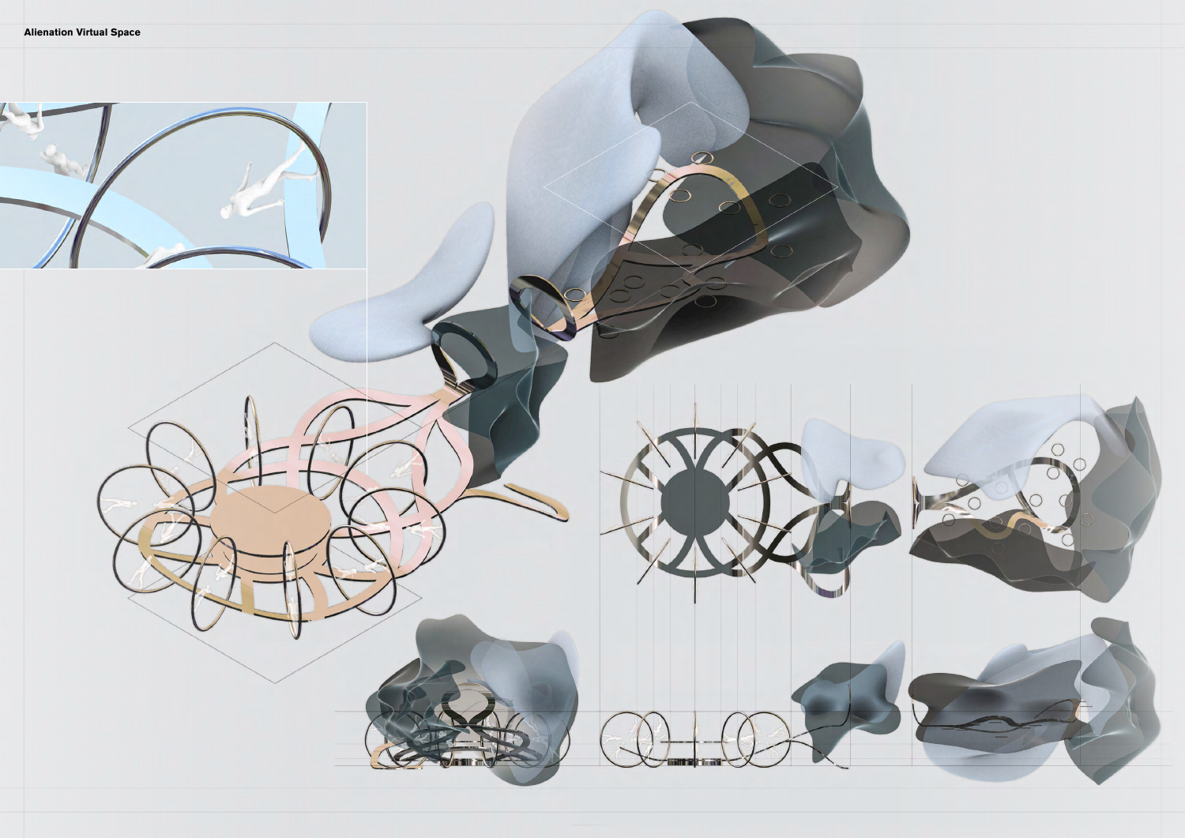Alienation Virtual Space